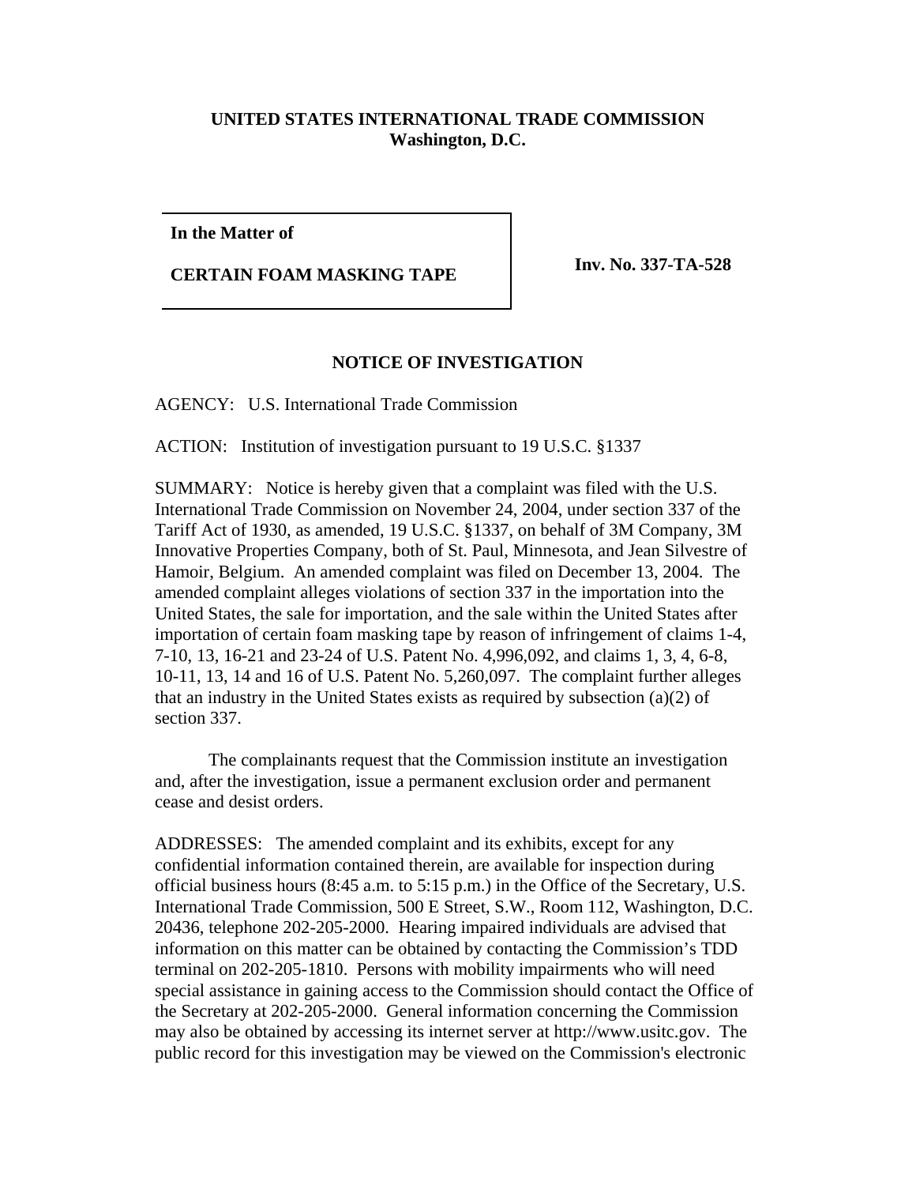**UNITED STATES INTERNATIONAL TRADE COMMISSION**
**Washington, D.C.**

**In the Matter of**

**CERTAIN FOAM MASKING TAPE**

**Inv. No. 337-TA-528**

## NOTICE OF INVESTIGATION

AGENCY: U.S. International Trade Commission

ACTION: Institution of investigation pursuant to 19 U.S.C. §1337

SUMMARY: Notice is hereby given that a complaint was filed with the U.S. International Trade Commission on November 24, 2004, under section 337 of the Tariff Act of 1930, as amended, 19 U.S.C. §1337, on behalf of 3M Company, 3M Innovative Properties Company, both of St. Paul, Minnesota, and Jean Silvestre of Hamoir, Belgium. An amended complaint was filed on December 13, 2004. The amended complaint alleges violations of section 337 in the importation into the United States, the sale for importation, and the sale within the United States after importation of certain foam masking tape by reason of infringement of claims 1-4, 7-10, 13, 16-21 and 23-24 of U.S. Patent No. 4,996,092, and claims 1, 3, 4, 6-8, 10-11, 13, 14 and 16 of U.S. Patent No. 5,260,097. The complaint further alleges that an industry in the United States exists as required by subsection (a)(2) of section 337.

The complainants request that the Commission institute an investigation and, after the investigation, issue a permanent exclusion order and permanent cease and desist orders.

ADDRESSES: The amended complaint and its exhibits, except for any confidential information contained therein, are available for inspection during official business hours (8:45 a.m. to 5:15 p.m.) in the Office of the Secretary, U.S. International Trade Commission, 500 E Street, S.W., Room 112, Washington, D.C. 20436, telephone 202-205-2000. Hearing impaired individuals are advised that information on this matter can be obtained by contacting the Commission's TDD terminal on 202-205-1810. Persons with mobility impairments who will need special assistance in gaining access to the Commission should contact the Office of the Secretary at 202-205-2000. General information concerning the Commission may also be obtained by accessing its internet server at http://www.usitc.gov. The public record for this investigation may be viewed on the Commission's electronic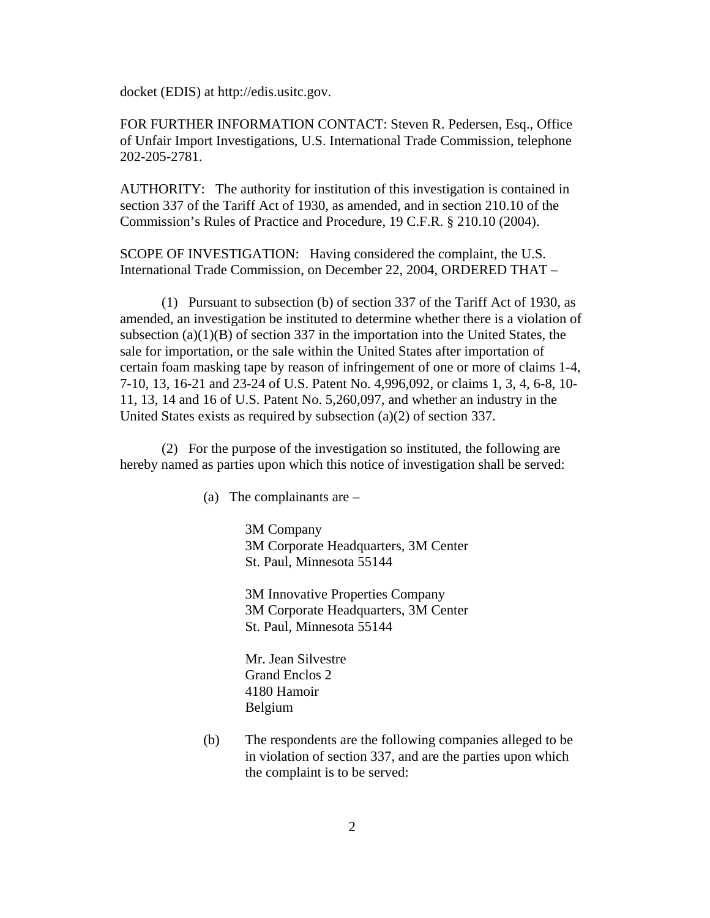docket (EDIS) at http://edis.usitc.gov.

FOR FURTHER INFORMATION CONTACT: Steven R. Pedersen, Esq., Office of Unfair Import Investigations, U.S. International Trade Commission, telephone 202-205-2781.

AUTHORITY: The authority for institution of this investigation is contained in section 337 of the Tariff Act of 1930, as amended, and in section 210.10 of the Commission's Rules of Practice and Procedure, 19 C.F.R. § 210.10 (2004).

SCOPE OF INVESTIGATION: Having considered the complaint, the U.S. International Trade Commission, on December 22, 2004, ORDERED THAT –

(1) Pursuant to subsection (b) of section 337 of the Tariff Act of 1930, as amended, an investigation be instituted to determine whether there is a violation of subsection (a)(1)(B) of section 337 in the importation into the United States, the sale for importation, or the sale within the United States after importation of certain foam masking tape by reason of infringement of one or more of claims 1-4, 7-10, 13, 16-21 and 23-24 of U.S. Patent No. 4,996,092, or claims 1, 3, 4, 6-8, 10-11, 13, 14 and 16 of U.S. Patent No. 5,260,097, and whether an industry in the United States exists as required by subsection (a)(2) of section 337.

(2) For the purpose of the investigation so instituted, the following are hereby named as parties upon which this notice of investigation shall be served:

(a) The complainants are –

3M Company
3M Corporate Headquarters, 3M Center
St. Paul, Minnesota 55144

3M Innovative Properties Company
3M Corporate Headquarters, 3M Center
St. Paul, Minnesota 55144

Mr. Jean Silvestre
Grand Enclos 2
4180 Hamoir
Belgium

(b) The respondents are the following companies alleged to be in violation of section 337, and are the parties upon which the complaint is to be served: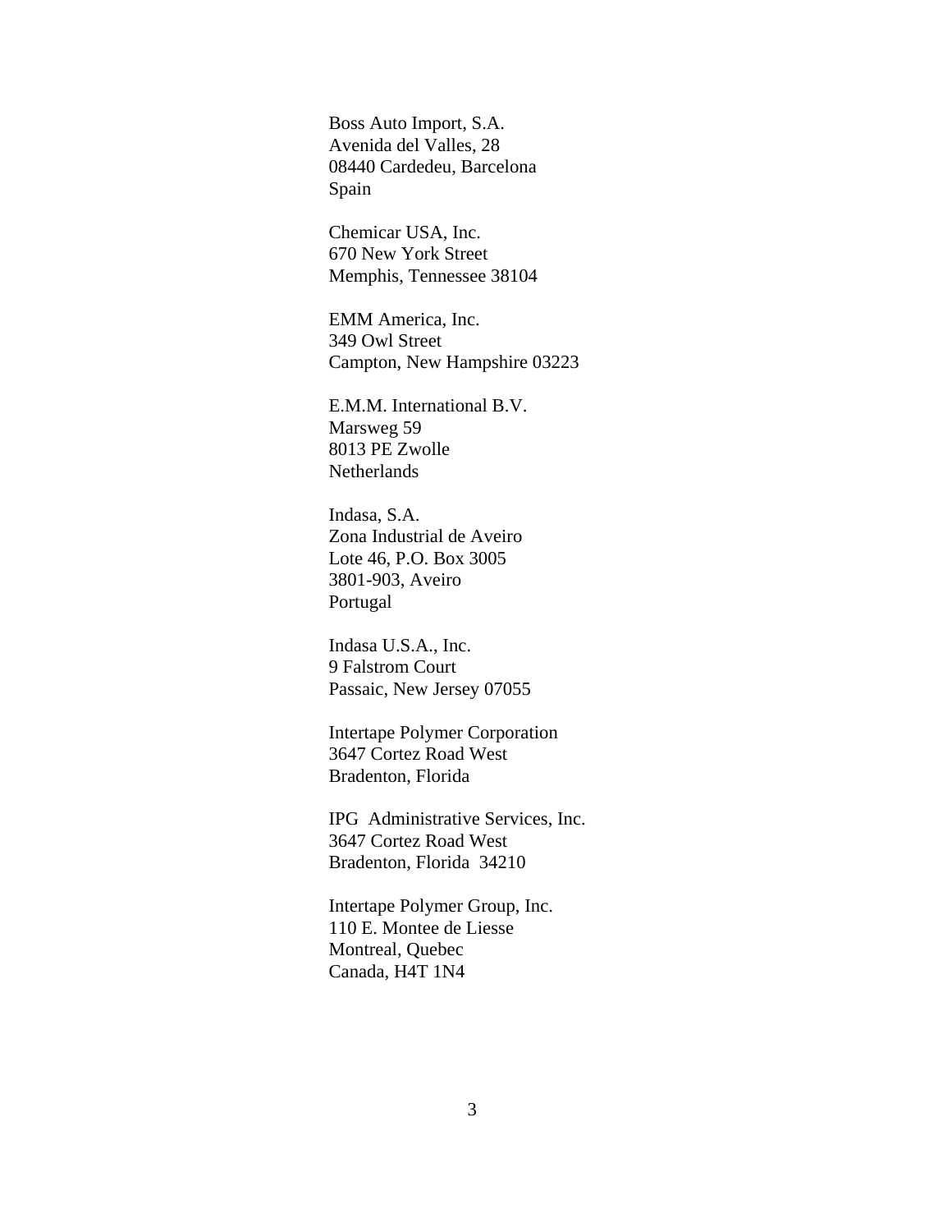Boss Auto Import, S.A.
Avenida del Valles, 28
08440 Cardedeu, Barcelona
Spain

Chemicar USA, Inc.
670 New York Street
Memphis, Tennessee 38104

EMM America, Inc.
349 Owl Street
Campton, New Hampshire 03223

E.M.M. International B.V.
Marsweg 59
8013 PE Zwolle
Netherlands

Indasa, S.A.
Zona Industrial de Aveiro
Lote 46, P.O. Box 3005
3801-903, Aveiro
Portugal

Indasa U.S.A., Inc.
9 Falstrom Court
Passaic, New Jersey 07055

Intertape Polymer Corporation
3647 Cortez Road West
Bradenton, Florida

IPG Administrative Services, Inc.
3647 Cortez Road West
Bradenton, Florida 34210

Intertape Polymer Group, Inc.
110 E. Montee de Liesse
Montreal, Quebec
Canada, H4T 1N4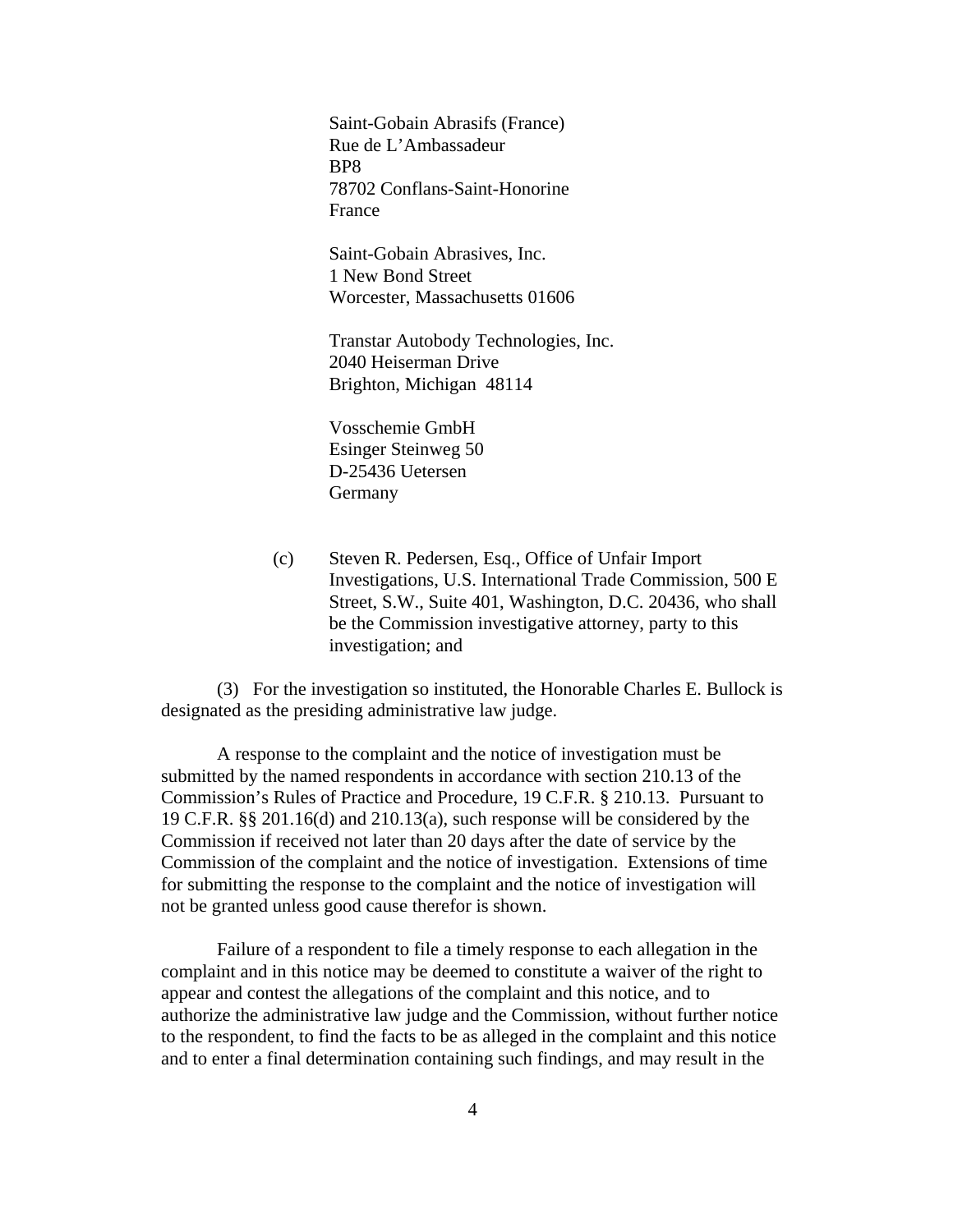Saint-Gobain Abrasifs (France)
Rue de L'Ambassadeur
BP8
78702 Conflans-Saint-Honorine
France

Saint-Gobain Abrasives, Inc.
1 New Bond Street
Worcester, Massachusetts 01606

Transtar Autobody Technologies, Inc.
2040 Heiserman Drive
Brighton, Michigan 48114

Vosschemie GmbH
Esinger Steinweg 50
D-25436 Uetersen
Germany

(c) Steven R. Pedersen, Esq., Office of Unfair Import Investigations, U.S. International Trade Commission, 500 E Street, S.W., Suite 401, Washington, D.C. 20436, who shall be the Commission investigative attorney, party to this investigation; and

(3) For the investigation so instituted, the Honorable Charles E. Bullock is designated as the presiding administrative law judge.

A response to the complaint and the notice of investigation must be submitted by the named respondents in accordance with section 210.13 of the Commission's Rules of Practice and Procedure, 19 C.F.R. § 210.13. Pursuant to 19 C.F.R. §§ 201.16(d) and 210.13(a), such response will be considered by the Commission if received not later than 20 days after the date of service by the Commission of the complaint and the notice of investigation. Extensions of time for submitting the response to the complaint and the notice of investigation will not be granted unless good cause therefor is shown.

Failure of a respondent to file a timely response to each allegation in the complaint and in this notice may be deemed to constitute a waiver of the right to appear and contest the allegations of the complaint and this notice, and to authorize the administrative law judge and the Commission, without further notice to the respondent, to find the facts to be as alleged in the complaint and this notice and to enter a final determination containing such findings, and may result in the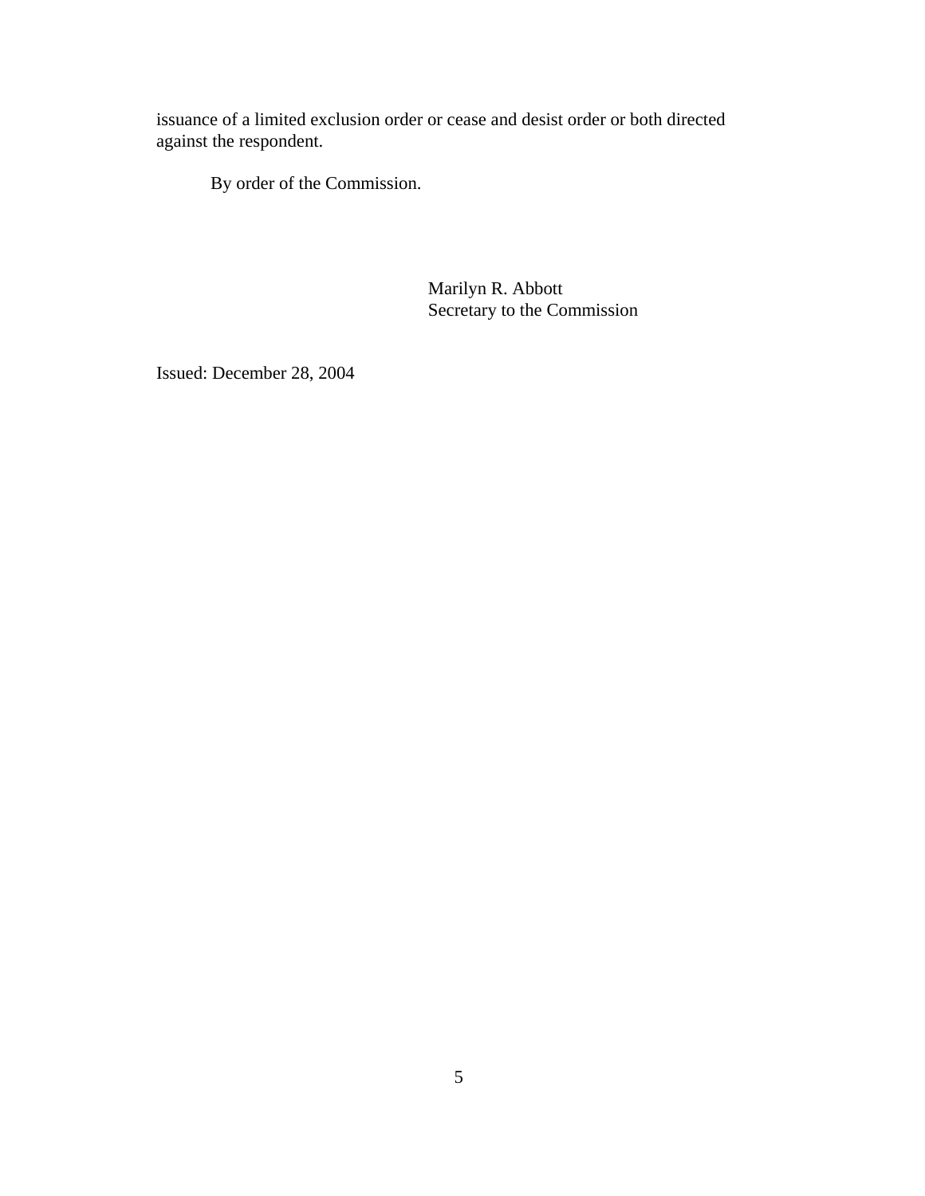issuance of a limited exclusion order or cease and desist order or both directed against the respondent.

By order of the Commission.

Marilyn R. Abbott
Secretary to the Commission

Issued: December 28, 2004